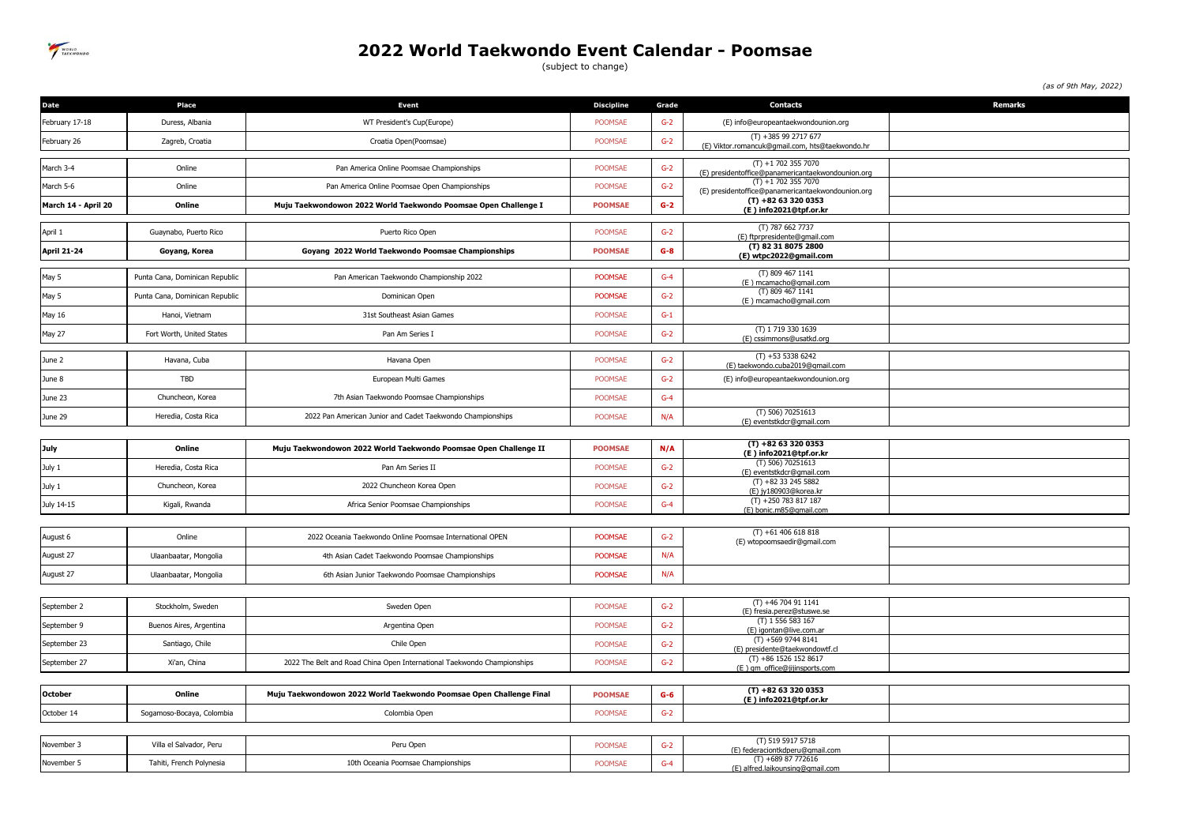# 2022 World Taekwondo Event Calendar - Poomsae

(subject to change)

*(as of 9th May, 2022)*

| Date | Place | Event | Discipline | Grade | Contacts | Remarks |
|---|---|---|---|---|---|---|
| February 17-18 | Duress, Albania | WT President's Cup(Europe) | POOMSAE | G-2 | (E) info@europeantaekwondounion.org | |
| February 26 | Zagreb, Croatia | Croatia Open(Poomsae) | POOMSAE | G-2 | (T) +385 99 2717 677 (E) Viktor.romancuk@gmail.com, hts@taekwondo.hr | |
| March 3-4 | Online | Pan America Online Poomsae Championships | POOMSAE | G-2 | (T) +1 702 355 7070 (E) presidentoffice@panamericantaekwondounion.org | |
| March 5-6 | Online | Pan America Online Poomsae Open Championships | POOMSAE | G-2 | (T) +1 702 355 7070 (E) presidentoffice@panamericantaekwondounion.org | |
| **March 14 - April 20** | **Online** | **Muju Taekwondowon 2022 World Taekwondo Poomsae Open Challenge I** | **POOMSAE** | **G-2** | **(T) +82 63 320 0353 (E ) info2021@tpf.or.kr** | |
| April 1 | Guaynabo, Puerto Rico | Puerto Rico Open | POOMSAE | G-2 | (T) 787 662 7737 (E) ftprpresidente@gmail.com | |
| **April 21-24** | **Goyang, Korea** | **Goyang 2022 World Taekwondo Poomsae Championships** | **POOMSAE** | **G-8** | **(T) 82 31 8075 2800 (E) wtpc2022@gmail.com** | |
| May 5 | Punta Cana, Dominican Republic | Pan American Taekwondo Championship 2022 | POOMSAE | G-4 | (T) 809 467 1141 (E ) mcamacho@gmail.com | |
| May 5 | Punta Cana, Dominican Republic | Dominican Open | POOMSAE | G-2 | (T) 809 467 1141 (E ) mcamacho@gmail.com | |
| May 16 | Hanoi, Vietnam | 31st Southeast Asian Games | POOMSAE | G-1 | | |
| May 27 | Fort Worth, United States | Pan Am Series I | POOMSAE | G-2 | (T) 1 719 330 1639 (E) cssimmons@usatkd.org | |
| June 2 | Havana, Cuba | Havana Open | POOMSAE | G-2 | (T) +53 5338 6242 (E) taekwondo.cuba2019@gmail.com | |
| June 8 | TBD | European Multi Games | POOMSAE | G-2 | (E) info@europeantaekwondounion.org | |
| June 23 | Chuncheon, Korea | 7th Asian Taekwondo Poomsae Championships | POOMSAE | G-4 | | |
| June 29 | Heredia, Costa Rica | 2022 Pan American Junior and Cadet Taekwondo Championships | POOMSAE | N/A | (T) 506) 70251613 (E) eventstkdcr@gmail.com | |
| **July** | **Online** | **Muju Taekwondowon 2022 World Taekwondo Poomsae Open Challenge II** | **POOMSAE** | **N/A** | **(T) +82 63 320 0353 (E ) info2021@tpf.or.kr** | |
| July 1 | Heredia, Costa Rica | Pan Am Series II | POOMSAE | G-2 | (T) 506) 70251613 (E) eventstkdcr@gmail.com | |
| July 1 | Chuncheon, Korea | 2022 Chuncheon Korea Open | POOMSAE | G-2 | (T) +82 33 245 5882 (E) jy180903@korea.kr | |
| July 14-15 | Kigali, Rwanda | Africa Senior Poomsae Championships | POOMSAE | G-4 | (T) +250 783 817 187 (E) bonic.m85@gmail.com | |
| August 6 | Online | 2022 Oceania Taekwondo Online Poomsae International OPEN | POOMSAE | G-2 | (T) +61 406 618 818 (E) wtopoomsaedir@gmail.com | |
| August 27 | Ulaanbaatar, Mongolia | 4th Asian Cadet Taekwondo Poomsae Championships | POOMSAE | N/A | | |
| August 27 | Ulaanbaatar, Mongolia | 6th Asian Junior Taekwondo Poomsae Championships | POOMSAE | N/A | | |
| September 2 | Stockholm, Sweden | Sweden Open | POOMSAE | G-2 | (T) +46 704 91 1141 (E) fresia.perez@stuswe.se | |
| September 9 | Buenos Aires, Argentina | Argentina Open | POOMSAE | G-2 | (T) 1 556 583 167 (E) igontan@live.com.ar | |
| September 23 | Santiago, Chile | Chile Open | POOMSAE | G-2 | (T) +569 9744 8141 (E) presidente@taekwondowtf.cl | |
| September 27 | Xi'an, China | 2022 The Belt and Road China Open International Taekwondo Championships | POOMSAE | G-2 | (T) +86 1526 152 8617 (E ) gm_office@jjinsports.com | |
| **October** | **Online** | **Muju Taekwondowon 2022 World Taekwondo Poomsae Open Challenge Final** | **POOMSAE** | **G-6** | **(T) +82 63 320 0353 (E ) info2021@tpf.or.kr** | |
| October 14 | Sogamoso-Bocaya, Colombia | Colombia Open | POOMSAE | G-2 | | |
| November 3 | Villa el Salvador, Peru | Peru Open | POOMSAE | G-2 | (T) 519 5917 5718 (E) federaciontkdperu@gmail.com | |
| November 5 | Tahiti, French Polynesia | 10th Oceania Poomsae Championships | POOMSAE | G-4 | (T) +689 87 772616 (E) alfred.laikounsing@gmail.com | |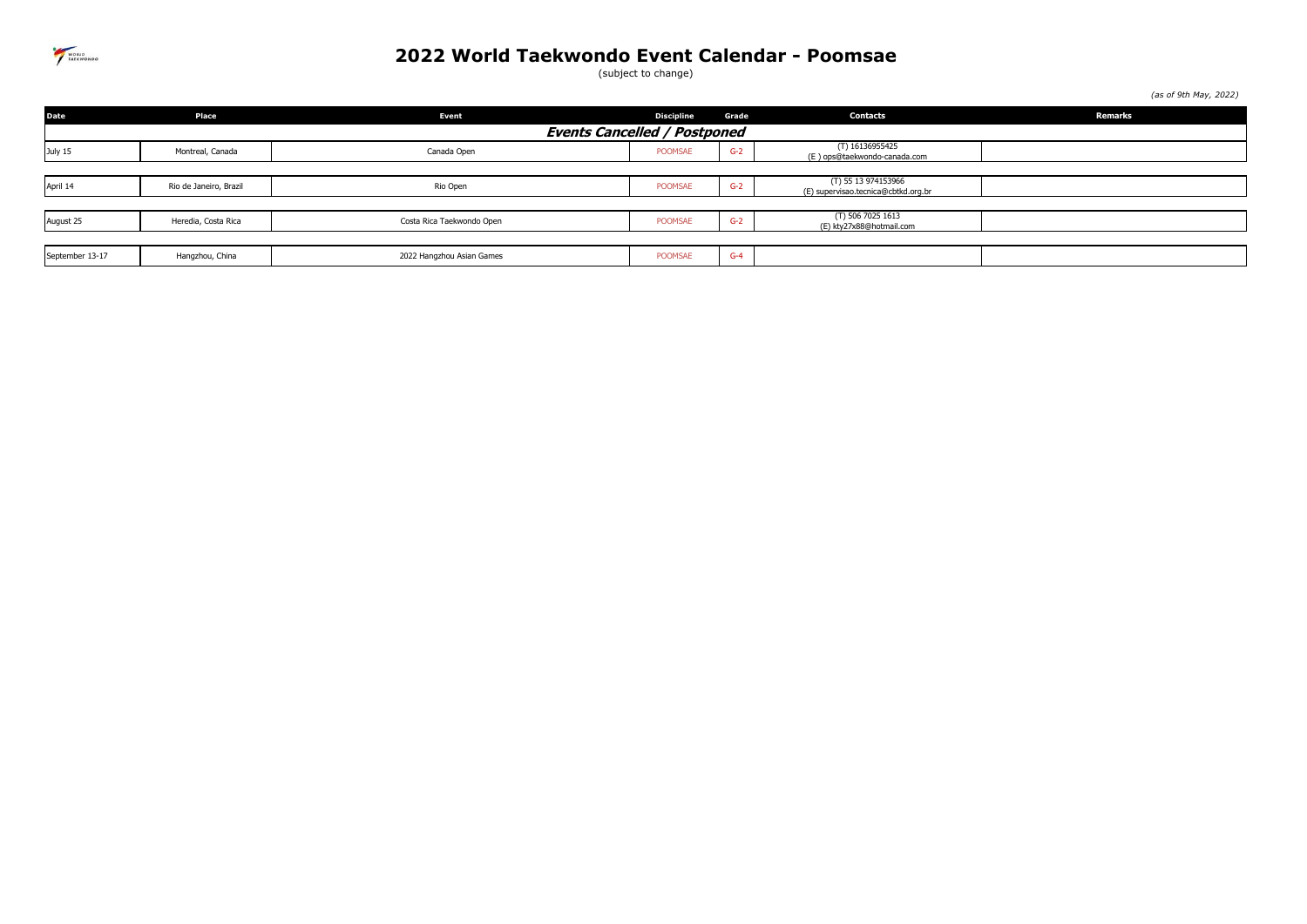# 2022 World Taekwondo Event Calendar - Poomsae

(subject to change)

*(as of 9th May, 2022)*

| Date | Place | Event | Discipline | Grade | Contacts | Remarks |
|---|---|---|---|---|---|---|
| ***Events Cancelled / Postponed*** | | | | | | |
| July 15 | Montreal, Canada | Canada Open | POOMSAE | G-2 | (T) 16136955425<br>(E ) ops@taekwondo-canada.com | |
| April 14 | Rio de Janeiro, Brazil | Rio Open | POOMSAE | G-2 | (T) 55 13 974153966<br>(E) supervisao.tecnica@cbtkd.org.br | |
| August 25 | Heredia, Costa Rica | Costa Rica Taekwondo Open | POOMSAE | G-2 | (T) 506 7025 1613<br>(E) kty27x88@hotmail.com | |
| September 13-17 | Hangzhou, China | 2022 Hangzhou Asian Games | POOMSAE | G-4 | | |